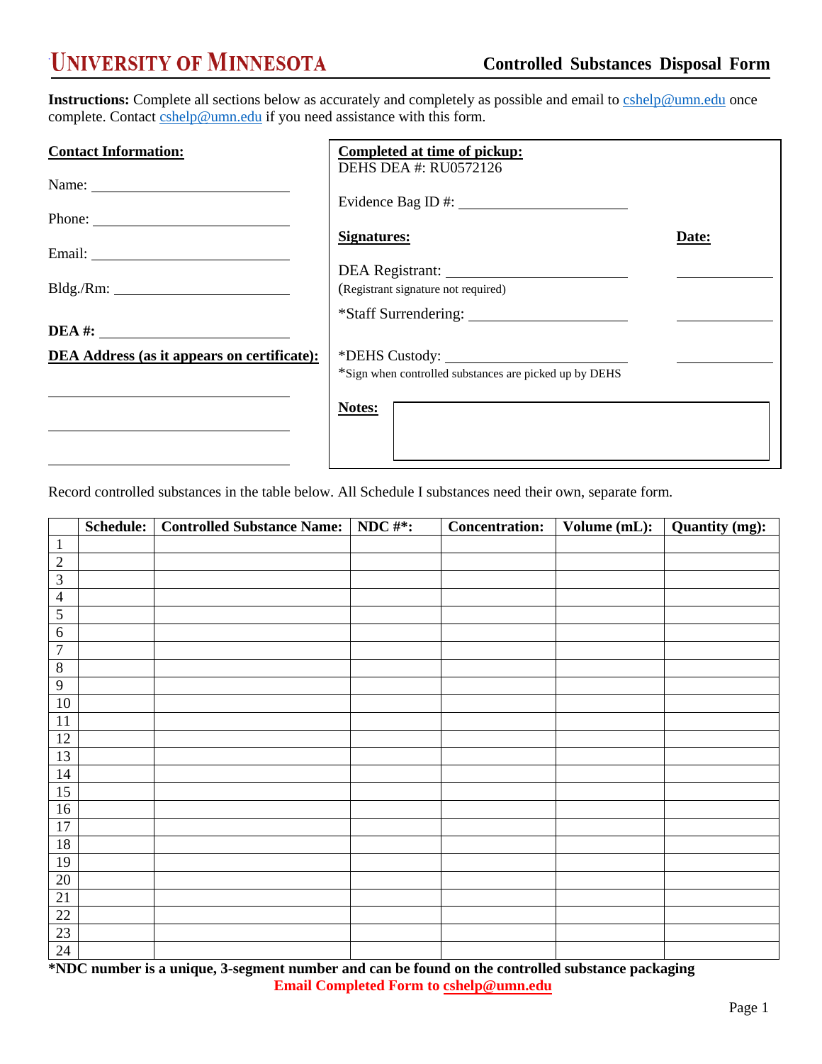# UNIVERSITY OF MINNESOTA — Controlled Substances Disposal Form

**Instructions:** Complete all sections below as accurately and completely as possible and email to cshelp@umn.edu once complete. Contact cshelp@umn.edu if you need assistance with this form.

**Contact Information:**

Name: ____________________

Phone: ____________________

Email: ____________________

Bldg./Rm: ____________________

**DEA #:** ____________________

**DEA Address (as it appears on certificate):**

____________________

____________________

____________________

**Completed at time of pickup:**
DEHS DEA #: RU0572126

Evidence Bag ID #: ____________________

| **Signatures:** | **Date:** |
|---|---|
| DEA Registrant: ____________________ (Registrant signature not required) | ________ |
| *Staff Surrendering: ____________________ | ________ |
| *DEHS Custody: ____________________ *Sign when controlled substances are picked up by DEHS | ________ |

**Notes:**

Record controlled substances in the table below. All Schedule I substances need their own, separate form.

| | Schedule: | Controlled Substance Name: | NDC #*: | Concentration: | Volume (mL): | Quantity (mg): |
|---|---|---|---|---|---|---|
| 1 | | | | | | |
| 2 | | | | | | |
| 3 | | | | | | |
| 4 | | | | | | |
| 5 | | | | | | |
| 6 | | | | | | |
| 7 | | | | | | |
| 8 | | | | | | |
| 9 | | | | | | |
| 10 | | | | | | |
| 11 | | | | | | |
| 12 | | | | | | |
| 13 | | | | | | |
| 14 | | | | | | |
| 15 | | | | | | |
| 16 | | | | | | |
| 17 | | | | | | |
| 18 | | | | | | |
| 19 | | | | | | |
| 20 | | | | | | |
| 21 | | | | | | |
| 22 | | | | | | |
| 23 | | | | | | |
| 24 | | | | | | |

***NDC number is a unique, 3-segment number and can be found on the controlled substance packaging**

**Email Completed Form to cshelp@umn.edu**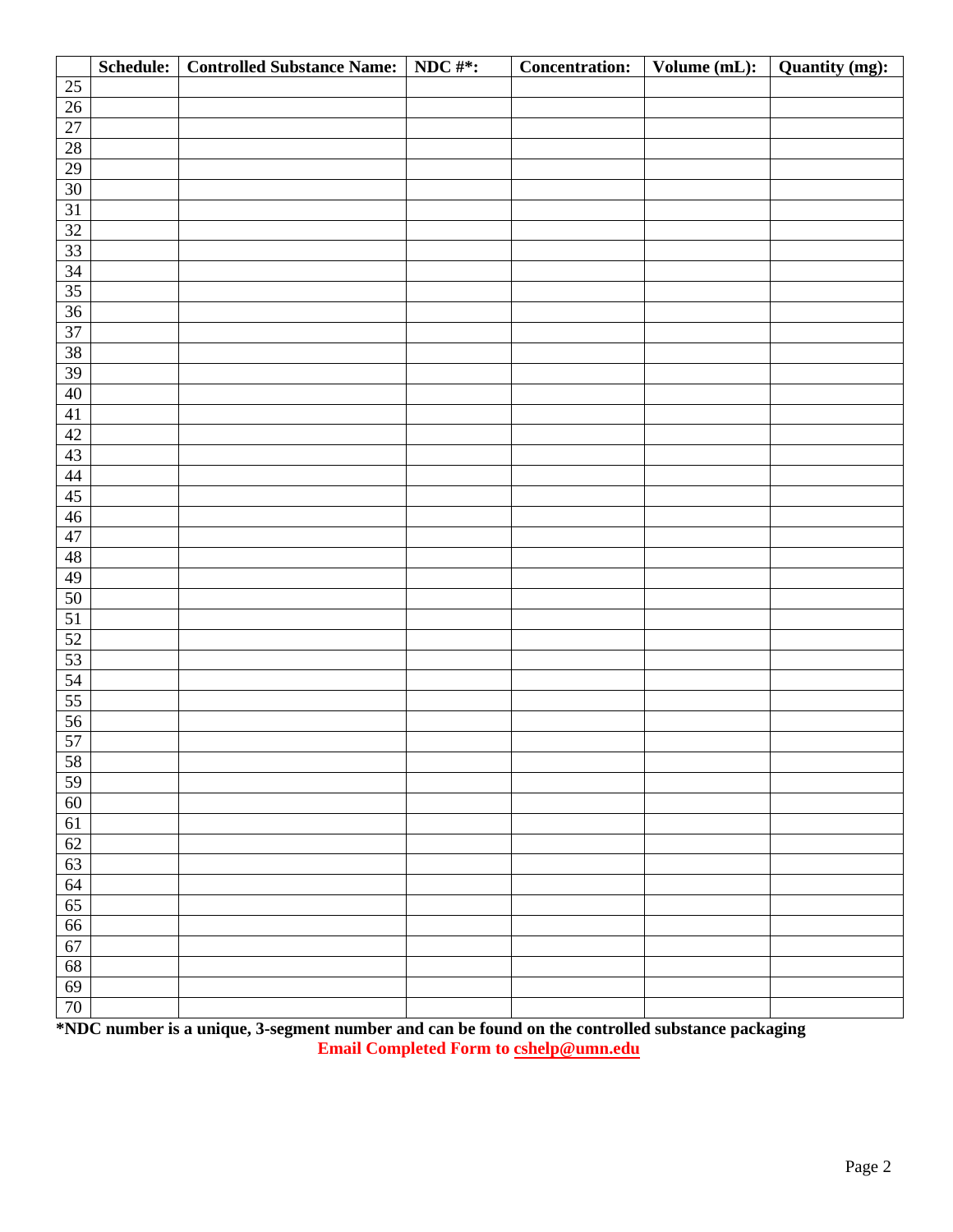| | Schedule: | Controlled Substance Name: | NDC #*: | Concentration: | Volume (mL): | Quantity (mg): |
|---|---|---|---|---|---|---|
| 25 | | | | | | |
| 26 | | | | | | |
| 27 | | | | | | |
| 28 | | | | | | |
| 29 | | | | | | |
| 30 | | | | | | |
| 31 | | | | | | |
| 32 | | | | | | |
| 33 | | | | | | |
| 34 | | | | | | |
| 35 | | | | | | |
| 36 | | | | | | |
| 37 | | | | | | |
| 38 | | | | | | |
| 39 | | | | | | |
| 40 | | | | | | |
| 41 | | | | | | |
| 42 | | | | | | |
| 43 | | | | | | |
| 44 | | | | | | |
| 45 | | | | | | |
| 46 | | | | | | |
| 47 | | | | | | |
| 48 | | | | | | |
| 49 | | | | | | |
| 50 | | | | | | |
| 51 | | | | | | |
| 52 | | | | | | |
| 53 | | | | | | |
| 54 | | | | | | |
| 55 | | | | | | |
| 56 | | | | | | |
| 57 | | | | | | |
| 58 | | | | | | |
| 59 | | | | | | |
| 60 | | | | | | |
| 61 | | | | | | |
| 62 | | | | | | |
| 63 | | | | | | |
| 64 | | | | | | |
| 65 | | | | | | |
| 66 | | | | | | |
| 67 | | | | | | |
| 68 | | | | | | |
| 69 | | | | | | |
| 70 | | | | | | |

**\*NDC number is a unique, 3-segment number and can be found on the controlled substance packaging**

**Email Completed Form to [cshelp@umn.edu](mailto:cshelp@umn.edu)**